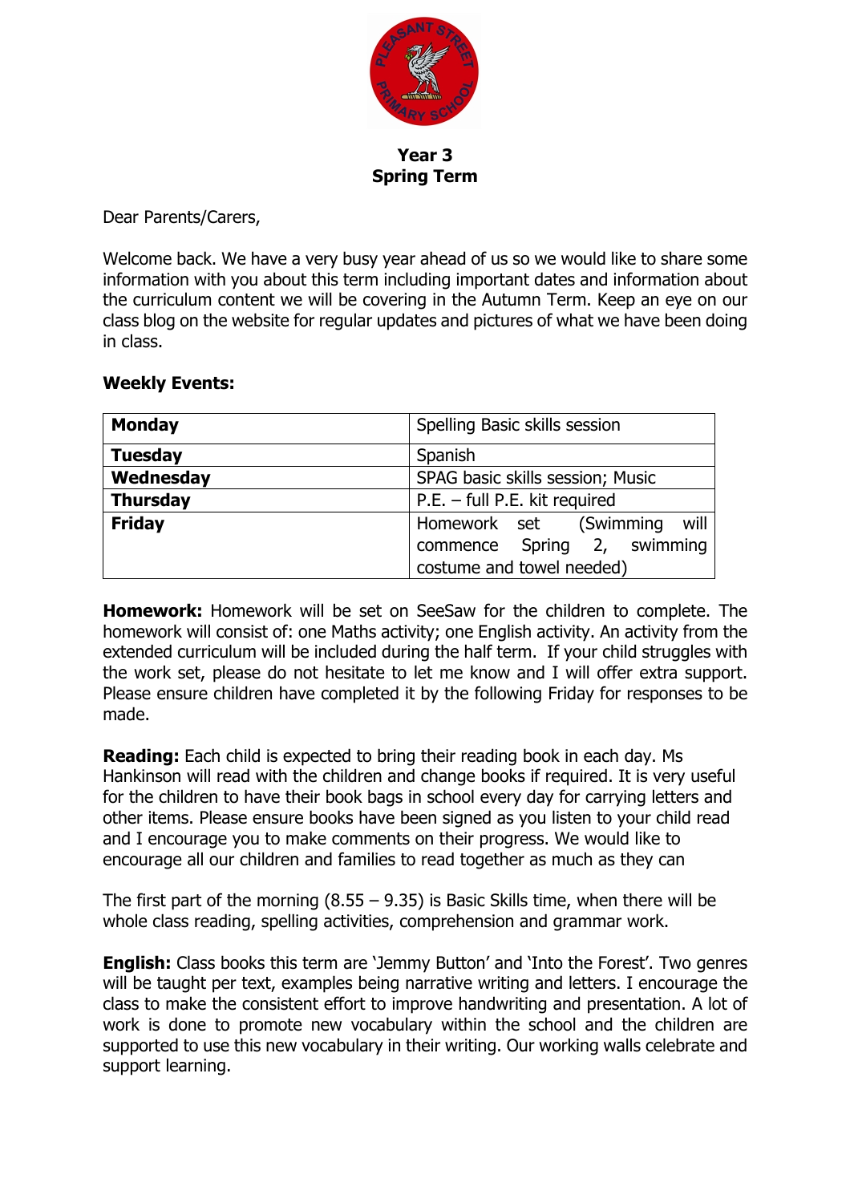**Year 3**
**Spring Term**

Dear Parents/Carers,

Welcome back. We have a very busy year ahead of us so we would like to share some information with you about this term including important dates and information about the curriculum content we will be covering in the Autumn Term. Keep an eye on our class blog on the website for regular updates and pictures of what we have been doing in class.

**Weekly Events:**

| | |
|---|---|
| **Monday** | Spelling Basic skills session |
| **Tuesday** | Spanish |
| **Wednesday** | SPAG basic skills session; Music |
| **Thursday** | P.E. – full P.E. kit required |
| **Friday** | Homework set (Swimming will commence Spring 2, swimming costume and towel needed) |

**Homework:** Homework will be set on SeeSaw for the children to complete. The homework will consist of: one Maths activity; one English activity. An activity from the extended curriculum will be included during the half term. If your child struggles with the work set, please do not hesitate to let me know and I will offer extra support. Please ensure children have completed it by the following Friday for responses to be made.

**Reading:** Each child is expected to bring their reading book in each day. Ms Hankinson will read with the children and change books if required. It is very useful for the children to have their book bags in school every day for carrying letters and other items. Please ensure books have been signed as you listen to your child read and I encourage you to make comments on their progress. We would like to encourage all our children and families to read together as much as they can

The first part of the morning (8.55 – 9.35) is Basic Skills time, when there will be whole class reading, spelling activities, comprehension and grammar work.

**English:** Class books this term are 'Jemmy Button' and 'Into the Forest'. Two genres will be taught per text, examples being narrative writing and letters. I encourage the class to make the consistent effort to improve handwriting and presentation. A lot of work is done to promote new vocabulary within the school and the children are supported to use this new vocabulary in their writing. Our working walls celebrate and support learning.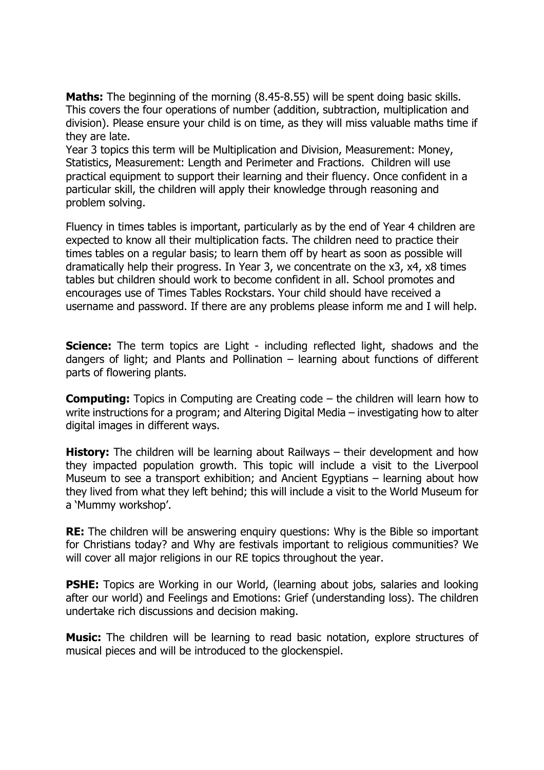**Maths:** The beginning of the morning (8.45-8.55) will be spent doing basic skills. This covers the four operations of number (addition, subtraction, multiplication and division). Please ensure your child is on time, as they will miss valuable maths time if they are late.
Year 3 topics this term will be Multiplication and Division, Measurement: Money, Statistics, Measurement: Length and Perimeter and Fractions. Children will use practical equipment to support their learning and their fluency. Once confident in a particular skill, the children will apply their knowledge through reasoning and problem solving.

Fluency in times tables is important, particularly as by the end of Year 4 children are expected to know all their multiplication facts. The children need to practice their times tables on a regular basis; to learn them off by heart as soon as possible will dramatically help their progress. In Year 3, we concentrate on the x3, x4, x8 times tables but children should work to become confident in all. School promotes and encourages use of Times Tables Rockstars. Your child should have received a username and password. If there are any problems please inform me and I will help.

**Science:** The term topics are Light - including reflected light, shadows and the dangers of light; and Plants and Pollination – learning about functions of different parts of flowering plants.

**Computing:** Topics in Computing are Creating code – the children will learn how to write instructions for a program; and Altering Digital Media – investigating how to alter digital images in different ways.

**History:** The children will be learning about Railways – their development and how they impacted population growth. This topic will include a visit to the Liverpool Museum to see a transport exhibition; and Ancient Egyptians – learning about how they lived from what they left behind; this will include a visit to the World Museum for a 'Mummy workshop'.

**RE:** The children will be answering enquiry questions: Why is the Bible so important for Christians today? and Why are festivals important to religious communities? We will cover all major religions in our RE topics throughout the year.

**PSHE:** Topics are Working in our World, (learning about jobs, salaries and looking after our world) and Feelings and Emotions: Grief (understanding loss). The children undertake rich discussions and decision making.

**Music:** The children will be learning to read basic notation, explore structures of musical pieces and will be introduced to the glockenspiel.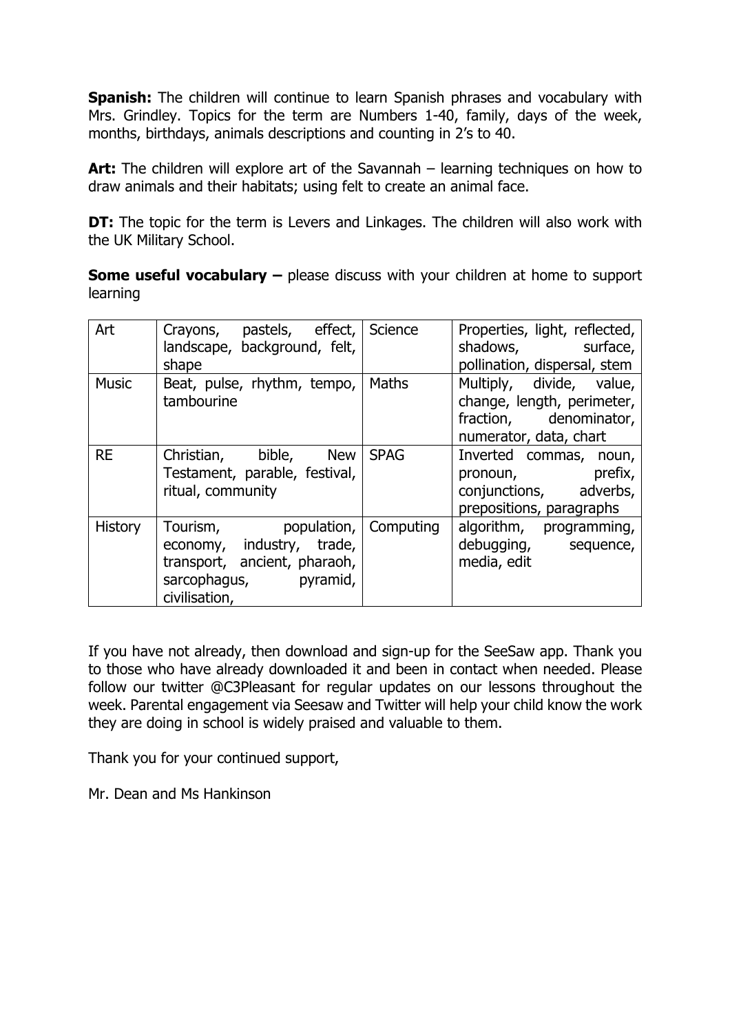**Spanish:** The children will continue to learn Spanish phrases and vocabulary with Mrs. Grindley. Topics for the term are Numbers 1-40, family, days of the week, months, birthdays, animals descriptions and counting in 2's to 40.

**Art:** The children will explore art of the Savannah – learning techniques on how to draw animals and their habitats; using felt to create an animal face.

**DT:** The topic for the term is Levers and Linkages. The children will also work with the UK Military School.

**Some useful vocabulary –** please discuss with your children at home to support learning

| | | | |
|---|---|---|---|
| Art | Crayons, pastels, effect, landscape, background, felt, shape | Science | Properties, light, reflected, shadows, surface, pollination, dispersal, stem |
| Music | Beat, pulse, rhythm, tempo, tambourine | Maths | Multiply, divide, value, change, length, perimeter, fraction, denominator, numerator, data, chart |
| RE | Christian, bible, New Testament, parable, festival, ritual, community | SPAG | Inverted commas, noun, pronoun, prefix, conjunctions, adverbs, prepositions, paragraphs |
| History | Tourism, population, economy, industry, trade, transport, ancient, pharaoh, sarcophagus, pyramid, civilisation, | Computing | algorithm, programming, debugging, sequence, media, edit |

If you have not already, then download and sign-up for the SeeSaw app. Thank you to those who have already downloaded it and been in contact when needed. Please follow our twitter @C3Pleasant for regular updates on our lessons throughout the week. Parental engagement via Seesaw and Twitter will help your child know the work they are doing in school is widely praised and valuable to them.

Thank you for your continued support,

Mr. Dean and Ms Hankinson